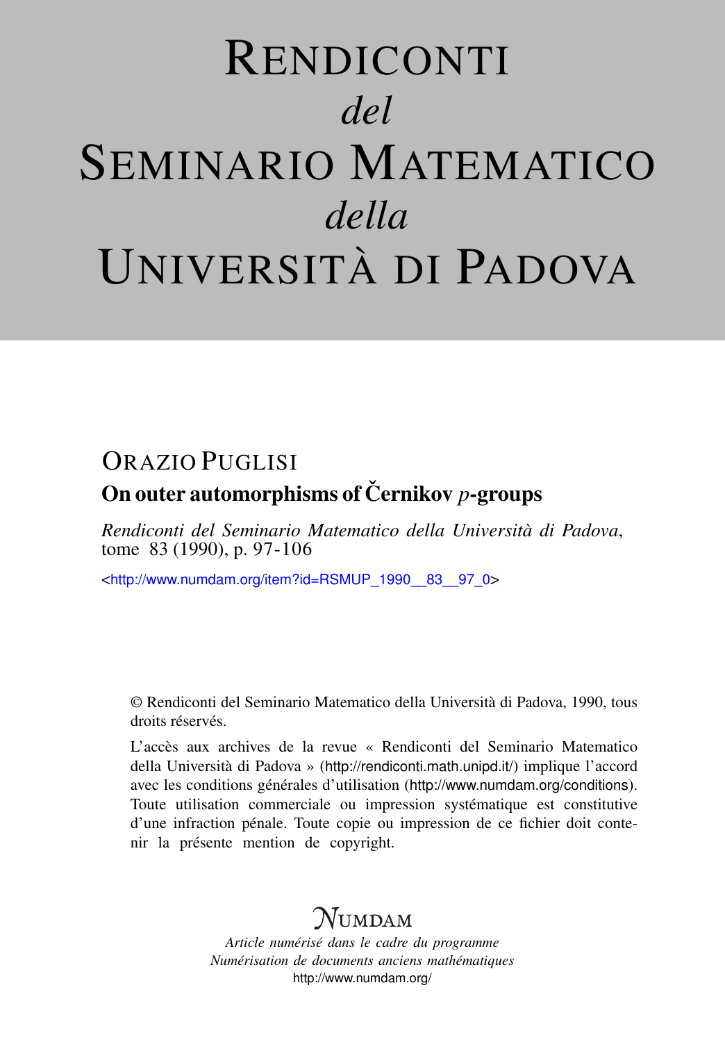# RENDICONTI
## *del*
# SEMINARIO MATEMATICO
## *della*
# UNIVERSITÀ DI PADOVA

ORAZIO PUGLISI

**On outer automorphisms of Černikov $p$-groups**

*Rendiconti del Seminario Matematico della Università di Padova*, tome 83 (1990), p. 97-106

<http://www.numdam.org/item?id=RSMUP_1990__83__97_0>

© Rendiconti del Seminario Matematico della Università di Padova, 1990, tous droits réservés.

L'accès aux archives de la revue « Rendiconti del Seminario Matematico della Università di Padova » (http://rendiconti.math.unipd.it/) implique l'accord avec les conditions générales d'utilisation (http://www.numdam.org/conditions). Toute utilisation commerciale ou impression systématique est constitutive d'une infraction pénale. Toute copie ou impression de ce fichier doit contenir la présente mention de copyright.

NUMDAM

*Article numérisé dans le cadre du programme*
*Numérisation de documents anciens mathématiques*
http://www.numdam.org/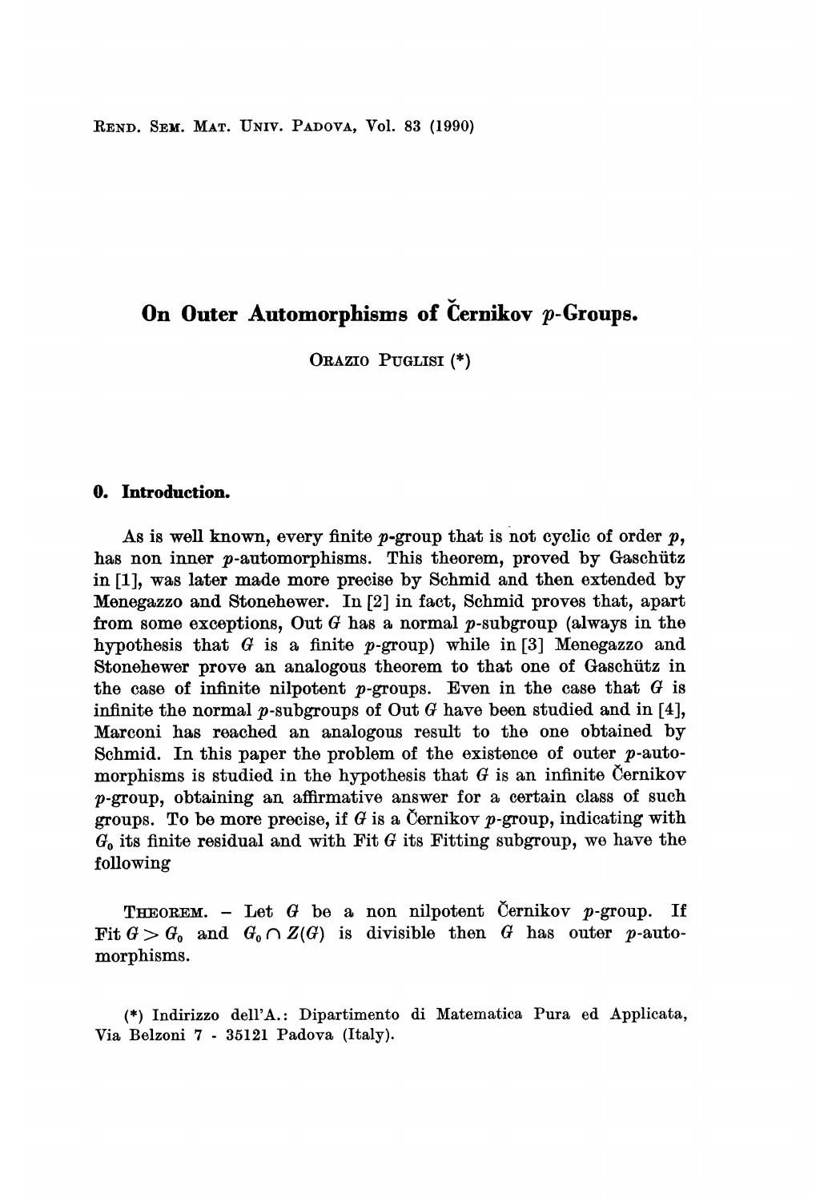REND. SEM. MAT. UNIV. PADOVA, Vol. 83 (1990)

# On Outer Automorphisms of Černikov $p$-Groups.

ORAZIO PUGLISI (*)

## 0. Introduction.

As is well known, every finite $p$-group that is not cyclic of order $p$, has non inner $p$-automorphisms. This theorem, proved by Gaschütz in [1], was later made more precise by Schmid and then extended by Menegazzo and Stonehewer. In [2] in fact, Schmid proves that, apart from some exceptions, Out $G$ has a normal $p$-subgroup (always in the hypothesis that $G$ is a finite $p$-group) while in [3] Menegazzo and Stonehewer prove an analogous theorem to that one of Gaschütz in the case of infinite nilpotent $p$-groups. Even in the case that $G$ is infinite the normal $p$-subgroups of Out $G$ have been studied and in [4], Marconi has reached an analogous result to the one obtained by Schmid. In this paper the problem of the existence of outer $p$-automorphisms is studied in the hypothesis that $G$ is an infinite Černikov $p$-group, obtaining an affirmative answer for a certain class of such groups. To be more precise, if $G$ is a Černikov $p$-group, indicating with $G_0$ its finite residual and with Fit $G$ its Fitting subgroup, we have the following

THEOREM. – Let $G$ be a non nilpotent Černikov $p$-group. If Fit $G > G_0$ and $G_0 \cap Z(G)$ is divisible then $G$ has outer $p$-automorphisms.

(*) Indirizzo dell'A.: Dipartimento di Matematica Pura ed Applicata, Via Belzoni 7 - 35121 Padova (Italy).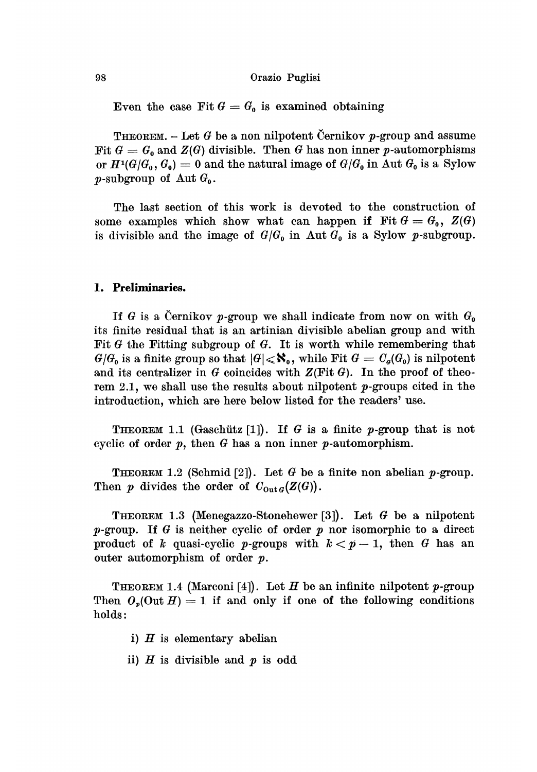Even the case $\text{Fit}\, G = G_0$ is examined obtaining

THEOREM. – Let $G$ be a non nilpotent Černikov $p$-group and assume $\text{Fit}\, G = G_0$ and $Z(G)$ divisible. Then $G$ has non inner $p$-automorphisms or $H^1(G/G_0, G_0) = 0$ and the natural image of $G/G_0$ in $\text{Aut}\, G_0$ is a Sylow $p$-subgroup of $\text{Aut}\, G_0$.

The last section of this work is devoted to the construction of some examples which show what can happen if $\text{Fit}\, G = G_0$, $Z(G)$ is divisible and the image of $G/G_0$ in $\text{Aut}\, G_0$ is a Sylow $p$-subgroup.

## 1. Preliminaries.

If $G$ is a Černikov $p$-group we shall indicate from now on with $G_0$ its finite residual that is an artinian divisible abelian group and with $\text{Fit}\, G$ the Fitting subgroup of $G$. It is worth while remembering that $G/G_0$ is a finite group so that $|G| \leqslant \aleph_0$, while $\text{Fit}\, G = C_G(G_0)$ is nilpotent and its centralizer in $G$ coincides with $Z(\text{Fit}\, G)$. In the proof of theorem 2.1, we shall use the results about nilpotent $p$-groups cited in the introduction, which are here below listed for the readers' use.

THEOREM 1.1 (Gaschütz [1]). If $G$ is a finite $p$-group that is not cyclic of order $p$, then $G$ has a non inner $p$-automorphism.

THEOREM 1.2 (Schmid [2]). Let $G$ be a finite non abelian $p$-group. Then $p$ divides the order of $C_{\text{Out}\, G}(Z(G))$.

THEOREM 1.3 (Menegazzo-Stonehewer [3]). Let $G$ be a nilpotent $p$-group. If $G$ is neither cyclic of order $p$ nor isomorphic to a direct product of $k$ quasi-cyclic $p$-groups with $k < p - 1$, then $G$ has an outer automorphism of order $p$.

THEOREM 1.4 (Marconi [4]). Let $H$ be an infinite nilpotent $p$-group Then $O_p(\text{Out}\, H) = 1$ if and only if one of the following conditions holds:

i) $H$ is elementary abelian

ii) $H$ is divisible and $p$ is odd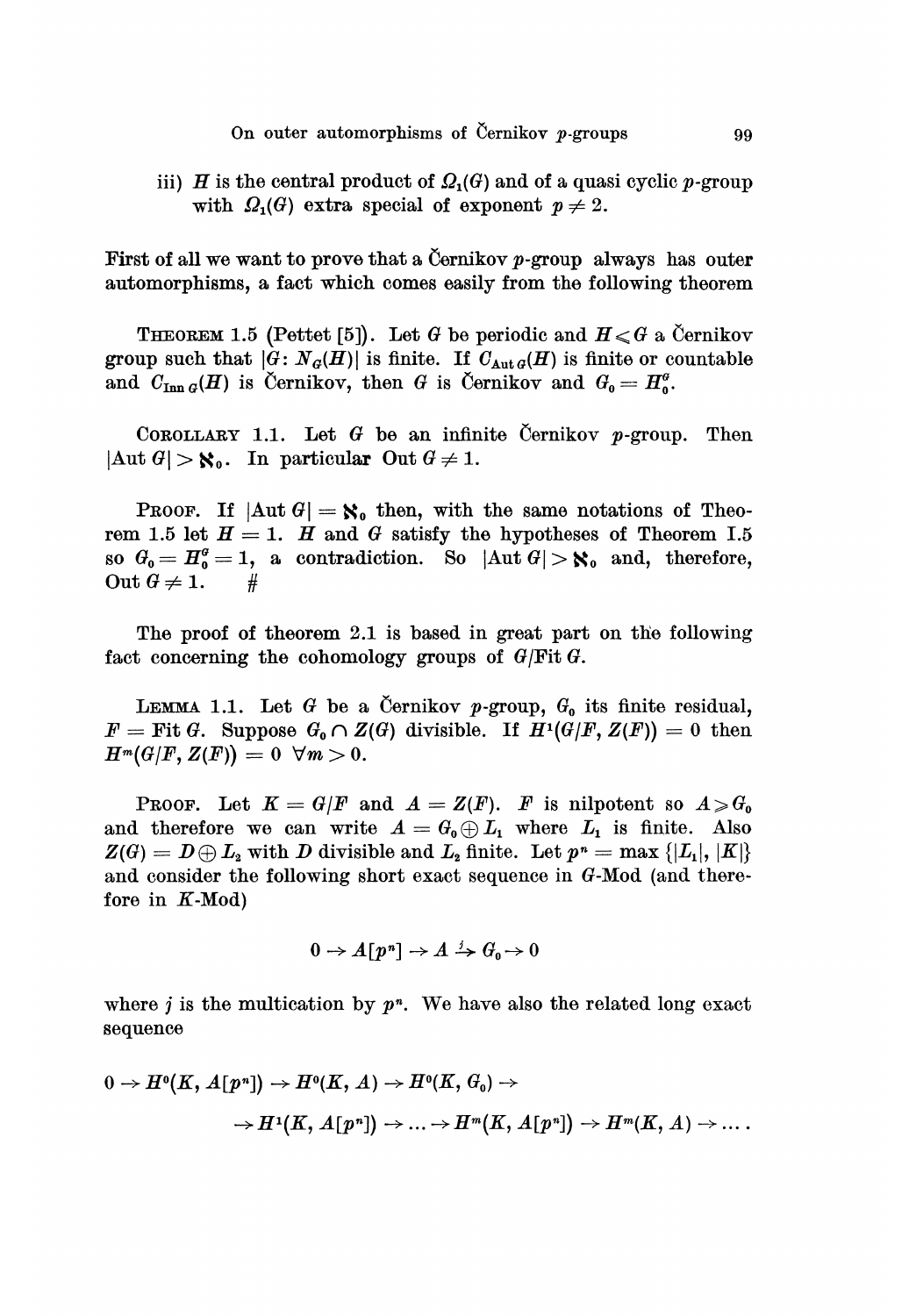iii) $H$ is the central product of $\Omega_1(G)$ and of a quasi cyclic $p$-group with $\Omega_1(G)$ extra special of exponent $p \neq 2$.

First of all we want to prove that a Černikov $p$-group always has outer automorphisms, a fact which comes easily from the following theorem

THEOREM 1.5 (Pettet [5]). *Let $G$ be periodic and $H \leqslant G$ a Černikov group such that $|G: N_G(H)|$ is finite. If $C_{\mathrm{Aut}\, G}(H)$ is finite or countable and $C_{\mathrm{Inn}\, G}(H)$ is Černikov, then $G$ is Černikov and $G_0 = H_0^G$.*

COROLLARY 1.1. *Let $G$ be an infinite Černikov $p$-group. Then $|\mathrm{Aut}\, G| > \aleph_0$. In particular $\mathrm{Out}\, G \neq 1$.*

PROOF. If $|\mathrm{Aut}\, G| = \aleph_0$ then, with the same notations of Theorem 1.5 let $H = 1$. $H$ and $G$ satisfy the hypotheses of Theorem I.5 so $G_0 = H_0^G = 1$, a contradiction. So $|\mathrm{Aut}\, G| > \aleph_0$ and, therefore, $\mathrm{Out}\, G \neq 1$. #

The proof of theorem 2.1 is based in great part on the following fact concerning the cohomology groups of $G/\mathrm{Fit}\, G$.

LEMMA 1.1. *Let $G$ be a Černikov $p$-group, $G_0$ its finite residual, $F = \mathrm{Fit}\, G$. Suppose $G_0 \cap Z(G)$ divisible. If $H^1(G/F, Z(F)) = 0$ then $H^m(G/F, Z(F)) = 0 \ \forall m > 0$.*

PROOF. Let $K = G/F$ and $A = Z(F)$. $F$ is nilpotent so $A \geqslant G_0$ and therefore we can write $A = G_0 \oplus L_1$ where $L_1$ is finite. Also $Z(G) = D \oplus L_2$ with $D$ divisible and $L_2$ finite. Let $p^n = \max\{|L_1|, |K|\}$ and consider the following short exact sequence in $G$-Mod (and therefore in $K$-Mod)

$$0 \to A[p^n] \to A \xrightarrow{j} G_0 \to 0$$

where $j$ is the multication by $p^n$. We have also the related long exact sequence

$$0 \to H^0(K, A[p^n]) \to H^0(K, A) \to H^0(K, G_0) \to \\ \to H^1(K, A[p^n]) \to \ldots \to H^m(K, A[p^n]) \to H^m(K, A) \to \ldots .$$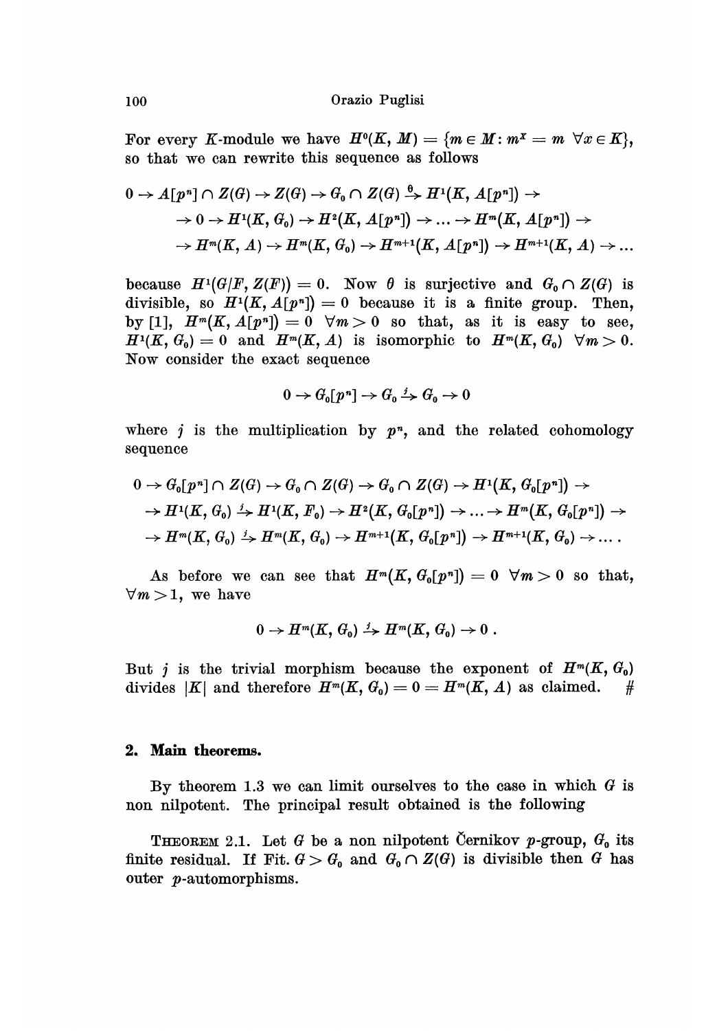For every $K$-module we have $H^0(K, M) = \{m \in M : m^x = m \ \forall x \in K\}$, so that we can rewrite this sequence as follows

$$
\begin{aligned}
0 \to A[p^n] \cap Z(G) \to Z(G) \to G_0 \cap Z(G) \xrightarrow{\theta} H^1(K, A[p^n]) \to \\
\to 0 \to H^1(K, G_0) \to H^2(K, A[p^n]) \to \dots \to H^m(K, A[p^n]) \to \\
\to H^m(K, A) \to H^m(K, G_0) \to H^{m+1}(K, A[p^n]) \to H^{m+1}(K, A) \to \dots
\end{aligned}
$$

because $H^1(G/F, Z(F)) = 0$. Now $\theta$ is surjective and $G_0 \cap Z(G)$ is divisible, so $H^1(K, A[p^n]) = 0$ because it is a finite group. Then, by [1], $H^m(K, A[p^n]) = 0 \ \forall m > 0$ so that, as it is easy to see, $H^1(K, G_0) = 0$ and $H^m(K, A)$ is isomorphic to $H^m(K, G_0) \ \forall m > 0$. Now consider the exact sequence

$$
0 \to G_0[p^n] \to G_0 \xrightarrow{j} G_0 \to 0
$$

where $j$ is the multiplication by $p^n$, and the related cohomology sequence

$$
\begin{aligned}
0 \to G_0[p^n] \cap Z(G) \to G_0 \cap Z(G) \to G_0 \cap Z(G) \to H^1(K, G_0[p^n]) \to \\
\to H^1(K, G_0) \xrightarrow{j} H^1(K, F_0) \to H^2(K, G_0[p^n]) \to \dots \to H^m(K, G_0[p^n]) \to \\
\to H^m(K, G_0) \xrightarrow{j} H^m(K, G_0) \to H^{m+1}(K, G_0[p^n]) \to H^{m+1}(K, G_0) \to \dots .
\end{aligned}
$$

As before we can see that $H^m(K, G_0[p^n]) = 0 \ \forall m > 0$ so that, $\forall m > 1$, we have

$$
0 \to H^m(K, G_0) \xrightarrow{j} H^m(K, G_0) \to 0 .
$$

But $j$ is the trivial morphism because the exponent of $H^m(K, G_0)$ divides $|K|$ and therefore $H^m(K, G_0) = 0 = H^m(K, A)$ as claimed. #

## 2. Main theorems.

By theorem 1.3 we can limit ourselves to the case in which $G$ is non nilpotent. The principal result obtained is the following

THEOREM 2.1. *Let $G$ be a non nilpotent Černikov $p$-group, $G_0$ its finite residual. If* Fit. $G > G_0$ *and $G_0 \cap Z(G)$ is divisible then $G$ has outer $p$-automorphisms.*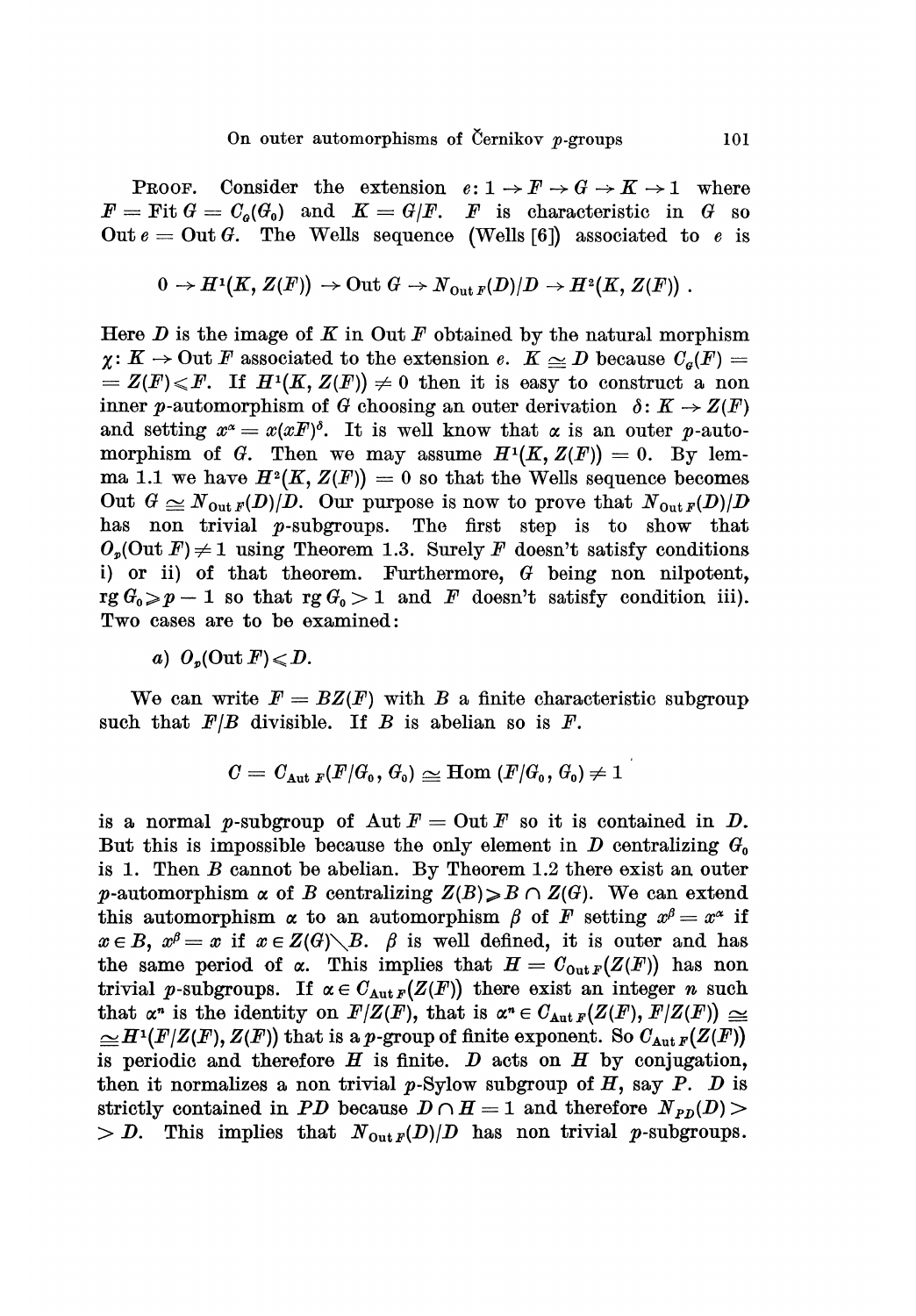**Proof.** Consider the extension $e\colon 1 \to F \to G \to K \to 1$ where $F = \operatorname{Fit} G = C_G(G_0)$ and $K = G/F$. $F$ is characteristic in $G$ so $\operatorname{Out} e = \operatorname{Out} G$. The Wells sequence (Wells [6]) associated to $e$ is

$$0 \to H^1(K, Z(F)) \to \operatorname{Out} G \to N_{\operatorname{Out} F}(D)/D \to H^2(K, Z(F)) .$$

Here $D$ is the image of $K$ in $\operatorname{Out} F$ obtained by the natural morphism $\chi\colon K \to \operatorname{Out} F$ associated to the extension $e$. $K \simeq D$ because $C_G(F) = Z(F) \leqslant F$. If $H^1(K, Z(F)) \neq 0$ then it is easy to construct a non inner $p$-automorphism of $G$ choosing an outer derivation $\delta\colon K \to Z(F)$ and setting $x^\alpha = x(xF)^\delta$. It is well know that $\alpha$ is an outer $p$-automorphism of $G$. Then we may assume $H^1(K, Z(F)) = 0$. By lemma 1.1 we have $H^2(K, Z(F)) = 0$ so that the Wells sequence becomes $\operatorname{Out} G \simeq N_{\operatorname{Out} F}(D)/D$. Our purpose is now to prove that $N_{\operatorname{Out} F}(D)/D$ has non trivial $p$-subgroups. The first step is to show that $O_p(\operatorname{Out} F) \neq 1$ using Theorem 1.3. Surely $F$ doesn't satisfy conditions i) or ii) of that theorem. Furthermore, $G$ being non nilpotent, $\operatorname{rg} G_0 \geqslant p - 1$ so that $\operatorname{rg} G_0 > 1$ and $F$ doesn't satisfy condition iii). Two cases are to be examined:

*a)* $O_p(\operatorname{Out} F) \leqslant D$.

We can write $F = BZ(F)$ with $B$ a finite characteristic subgroup such that $F/B$ divisible. If $B$ is abelian so is $F$.

$$C = C_{\operatorname{Aut} F}(F/G_0, G_0) \simeq \operatorname{Hom}(F/G_0, G_0) \neq 1$$

is a normal $p$-subgroup of $\operatorname{Aut} F = \operatorname{Out} F$ so it is contained in $D$. But this is impossible because the only element in $D$ centralizing $G_0$ is 1. Then $B$ cannot be abelian. By Theorem 1.2 there exist an outer $p$-automorphism $\alpha$ of $B$ centralizing $Z(B) \geqslant B \cap Z(G)$. We can extend this automorphism $\alpha$ to an automorphism $\beta$ of $F$ setting $x^\beta = x^\alpha$ if $x \in B$, $x^\beta = x$ if $x \in Z(G) \setminus B$. $\beta$ is well defined, it is outer and has the same period of $\alpha$. This implies that $H = C_{\operatorname{Out} F}(Z(F))$ has non trivial $p$-subgroups. If $\alpha \in C_{\operatorname{Aut} F}(Z(F))$ there exist an integer $n$ such that $\alpha^n$ is the identity on $F/Z(F)$, that is $\alpha^n \in C_{\operatorname{Aut} F}(Z(F), F/Z(F)) \simeq H^1(F/Z(F), Z(F))$ that is a $p$-group of finite exponent. So $C_{\operatorname{Aut} F}(Z(F))$ is periodic and therefore $H$ is finite. $D$ acts on $H$ by conjugation, then it normalizes a non trivial $p$-Sylow subgroup of $H$, say $P$. $D$ is strictly contained in $PD$ because $D \cap H = 1$ and therefore $N_{PD}(D) > D$. This implies that $N_{\operatorname{Out} F}(D)/D$ has non trivial $p$-subgroups.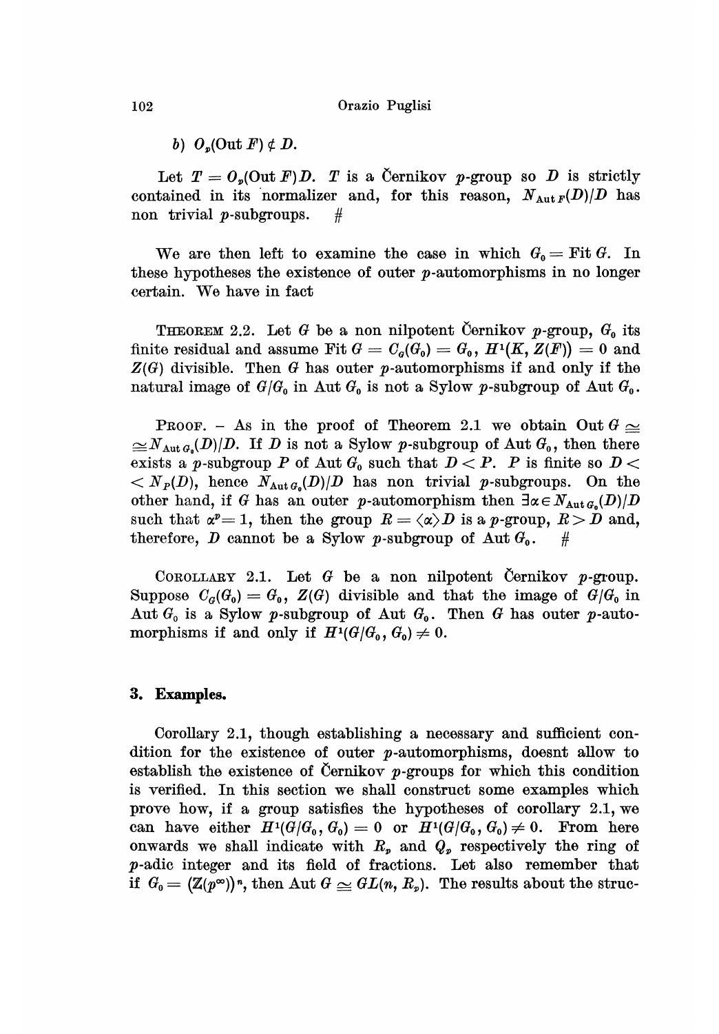*b*) $O_p(\mathrm{Out}\, F) \not\subset D$.

Let $T = O_p(\mathrm{Out}\, F)D$. $T$ is a Černikov $p$-group so $D$ is strictly contained in its normalizer and, for this reason, $N_{\mathrm{Aut}\, F}(D)/D$ has non trivial $p$-subgroups. #

We are then left to examine the case in which $G_0 = \mathrm{Fit}\, G$. In these hypotheses the existence of outer $p$-automorphisms in no longer certain. We have in fact

THEOREM 2.2. Let $G$ be a non nilpotent Černikov $p$-group, $G_0$ its finite residual and assume $\mathrm{Fit}\, G = C_G(G_0) = G_0$, $H^1(K, Z(F)) = 0$ and $Z(G)$ divisible. Then $G$ has outer $p$-automorphisms if and only if the natural image of $G/G_0$ in $\mathrm{Aut}\, G_0$ is not a Sylow $p$-subgroup of $\mathrm{Aut}\, G_0$.

PROOF. – As in the proof of Theorem 2.1 we obtain $\mathrm{Out}\, G \simeq N_{\mathrm{Aut}\, G_0}(D)/D$. If $D$ is not a Sylow $p$-subgroup of $\mathrm{Aut}\, G_0$, then there exists a $p$-subgroup $P$ of $\mathrm{Aut}\, G_0$ such that $D < P$. $P$ is finite so $D < N_P(D)$, hence $N_{\mathrm{Aut}\, G_0}(D)/D$ has non trivial $p$-subgroups. On the other hand, if $G$ has an outer $p$-automorphism then $\exists \alpha \in N_{\mathrm{Aut}\, G_0}(D)/D$ such that $\alpha^p = 1$, then the group $R = \langle \alpha \rangle D$ is a $p$-group, $R > D$ and, therefore, $D$ cannot be a Sylow $p$-subgroup of $\mathrm{Aut}\, G_0$. #

COROLLARY 2.1. Let $G$ be a non nilpotent Černikov $p$-group. Suppose $C_G(G_0) = G_0$, $Z(G)$ divisible and that the image of $G/G_0$ in $\mathrm{Aut}\, G_0$ is a Sylow $p$-subgroup of $\mathrm{Aut}\, G_0$. Then $G$ has outer $p$-automorphisms if and only if $H^1(G/G_0, G_0) \neq 0$.

## 3. Examples.

Corollary 2.1, though establishing a necessary and sufficient condition for the existence of outer $p$-automorphisms, doesnt allow to establish the existence of Černikov $p$-groups for which this condition is verified. In this section we shall construct some examples which prove how, if a group satisfies the hypotheses of corollary 2.1, we can have either $H^1(G/G_0, G_0) = 0$ or $H^1(G/G_0, G_0) \neq 0$. From here onwards we shall indicate with $R_p$ and $Q_p$ respectively the ring of $p$-adic integer and its field of fractions. Let also remember that if $G_0 = (\mathbb{Z}(p^\infty))^n$, then $\mathrm{Aut}\, G \simeq GL(n, R_p)$. The results about the struc-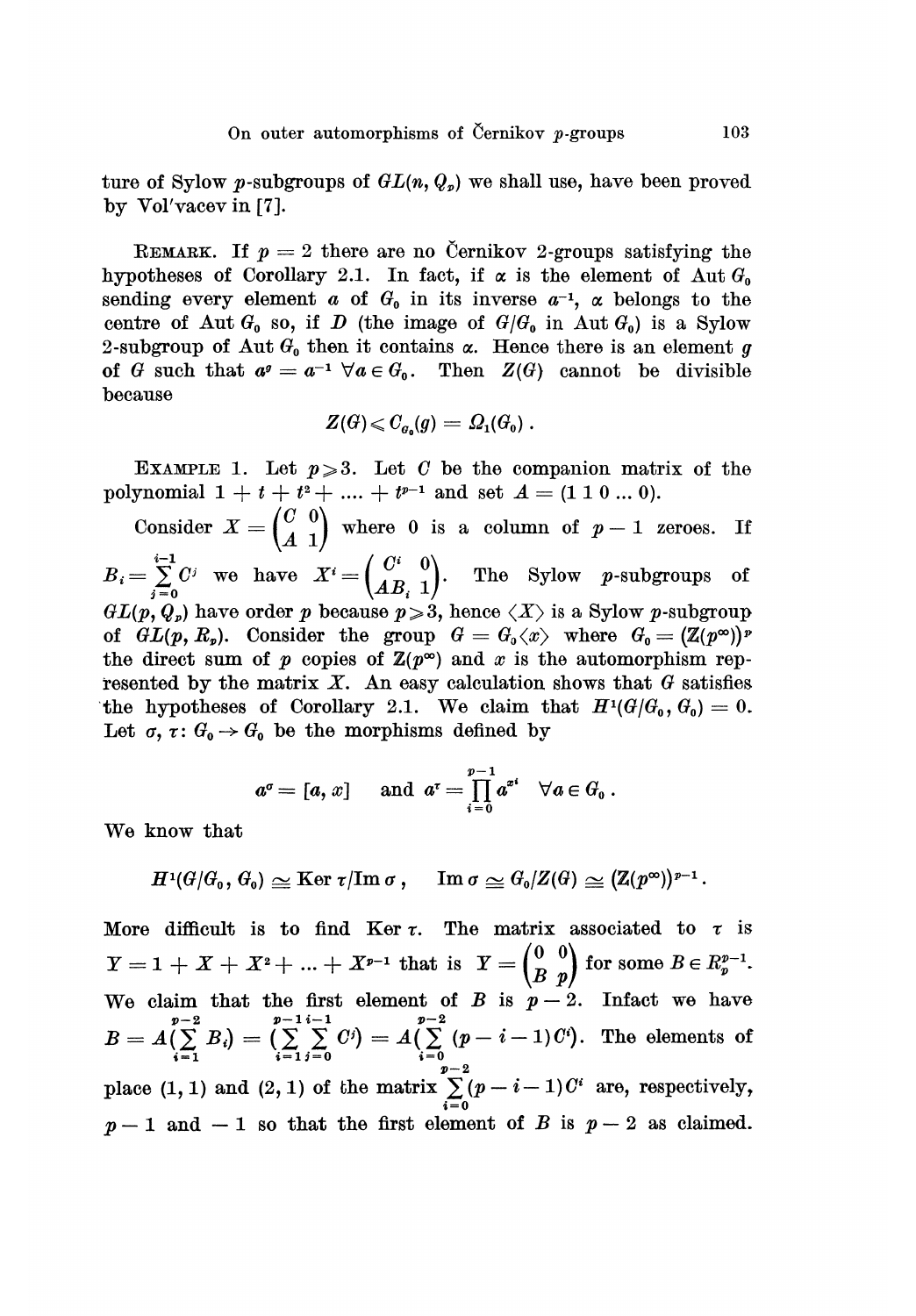ture of Sylow $p$-subgroups of $GL(n, Q_p)$ we shall use, have been proved by Vol'vacev in [7].

REMARK. If $p = 2$ there are no Černikov 2-groups satisfying the hypotheses of Corollary 2.1. In fact, if $\alpha$ is the element of $\operatorname{Aut} G_0$ sending every element $a$ of $G_0$ in its inverse $a^{-1}$, $\alpha$ belongs to the centre of $\operatorname{Aut} G_0$ so, if $D$ (the image of $G/G_0$ in $\operatorname{Aut} G_0$) is a Sylow 2-subgroup of $\operatorname{Aut} G_0$ then it contains $\alpha$. Hence there is an element $g$ of $G$ such that $a^g = a^{-1}$ $\forall a \in G_0$. Then $Z(G)$ cannot be divisible because

$$Z(G) \leqslant C_{G_0}(g) = \Omega_1(G_0)\,.$$

EXAMPLE 1. Let $p \geqslant 3$. Let $C$ be the companion matrix of the polynomial $1 + t + t^2 + \dots + t^{p-1}$ and set $A = (1\,1\,0\,\dots\,0)$.

Consider $X = \begin{pmatrix} C & 0 \\ A & 1 \end{pmatrix}$ where 0 is a column of $p - 1$ zeroes. If $B_i = \sum_{j=0}^{i-1} C^j$ we have $X^i = \begin{pmatrix} C^i & 0 \\ AB_i & 1 \end{pmatrix}$. The Sylow $p$-subgroups of $GL(p, Q_p)$ have order $p$ because $p \geqslant 3$, hence $\langle X \rangle$ is a Sylow $p$-subgroup of $GL(p, R_p)$. Consider the group $G = G_0\langle x \rangle$ where $G_0 = (\mathbb{Z}(p^\infty))^p$ the direct sum of $p$ copies of $\mathbb{Z}(p^\infty)$ and $x$ is the automorphism represented by the matrix $X$. An easy calculation shows that $G$ satisfies the hypotheses of Corollary 2.1. We claim that $H^1(G/G_0, G_0) = 0$. Let $\sigma, \tau \colon G_0 \to G_0$ be the morphisms defined by

$$a^\sigma = [a, x] \quad \text{ and } \; a^\tau = \prod_{i=0}^{p-1} a^{x^i} \quad \forall a \in G_0\,.$$

We know that

$$H^1(G/G_0, G_0) \simeq \operatorname{Ker} \tau / \operatorname{Im} \sigma\,, \qquad \operatorname{Im} \sigma \simeq G_0/Z(G) \simeq (\mathbb{Z}(p^\infty))^{p-1}\,.$$

More difficult is to find $\operatorname{Ker} \tau$. The matrix associated to $\tau$ is $Y = 1 + X + X^2 + \dots + X^{p-1}$ that is $Y = \begin{pmatrix} 0 & 0 \\ B & p \end{pmatrix}$ for some $B \in R_p^{p-1}$. We claim that the first element of $B$ is $p - 2$. Infact we have $B = A\left(\sum_{i=1}^{p-2} B_i\right) = \left(\sum_{i=1}^{p-1} \sum_{j=0}^{i-1} C^j\right) = A\left(\sum_{i=0}^{p-2} (p - i - 1) C^i\right)$. The elements of place $(1, 1)$ and $(2, 1)$ of the matrix $\sum_{i=0}^{p-2} (p - i - 1) C^i$ are, respectively, $p - 1$ and $-1$ so that the first element of $B$ is $p - 2$ as claimed.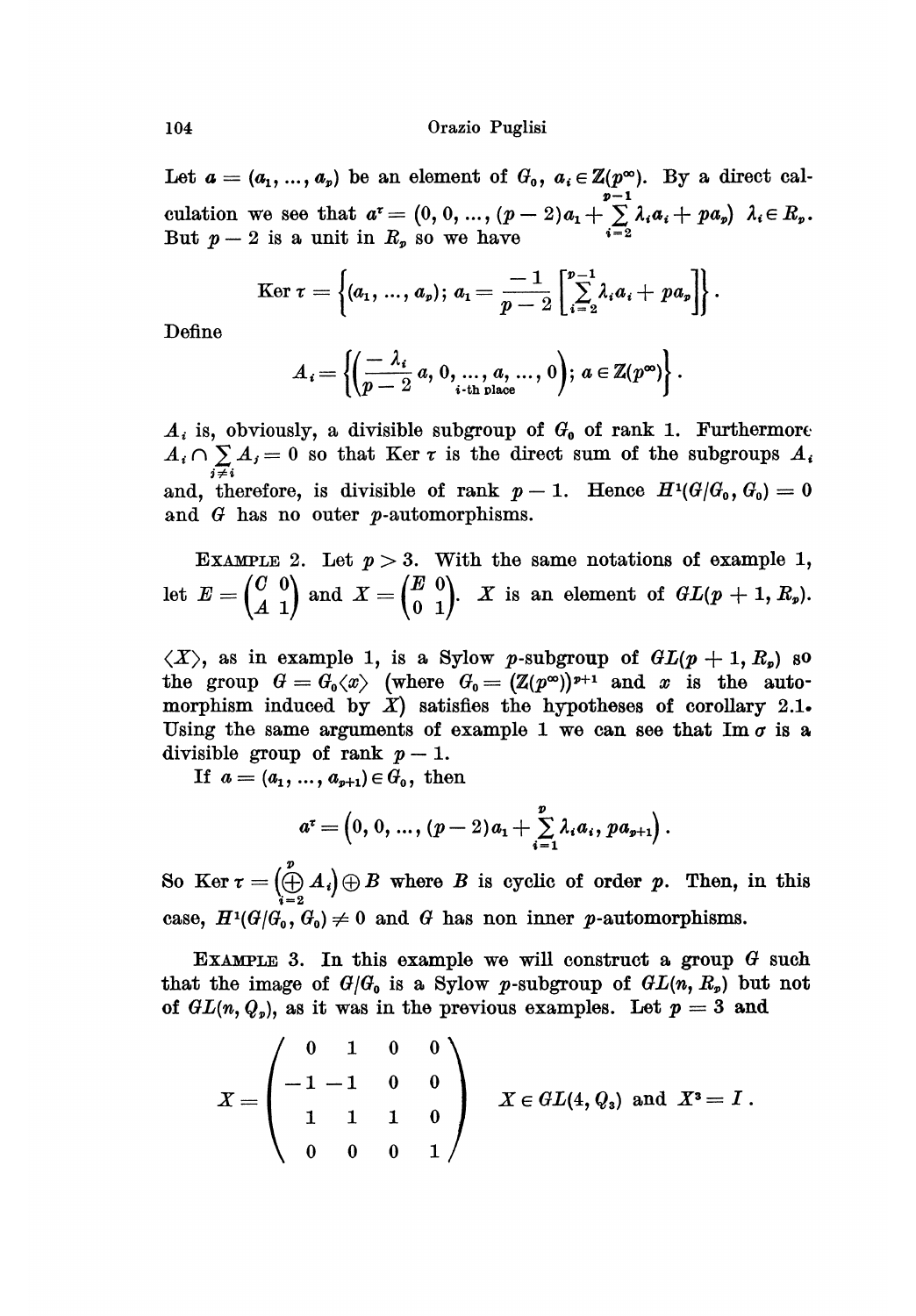Let $a = (a_1, \ldots, a_p)$ be an element of $G_0$, $a_i \in \mathbb{Z}(p^\infty)$. By a direct calculation we see that $a^\tau = (0, 0, \ldots, (p-2)a_1 + \sum_{i=2}^{p-1} \lambda_i a_i + pa_p)$ $\lambda_i \in R_p$. But $p-2$ is a unit in $R_p$ so we have

$$\operatorname{Ker} \tau = \left\{(a_1, \ldots, a_p);\ a_1 = \frac{-1}{p-2}\left[\sum_{i=2}^{p-1} \lambda_i a_i + pa_p\right]\right\}.$$

Define

$$A_i = \left\{\left(\frac{-\lambda_i}{p-2}\, a, 0, \ldots, \underset{i\text{-th place}}{a}, \ldots, 0\right);\ a \in \mathbb{Z}(p^\infty)\right\}.$$

$A_i$ is, obviously, a divisible subgroup of $G_0$ of rank 1. Furthermore $A_i \cap \sum_{j \neq i} A_j = 0$ so that $\operatorname{Ker} \tau$ is the direct sum of the subgroups $A_i$ and, therefore, is divisible of rank $p-1$. Hence $H^1(G/G_0, G_0) = 0$ and $G$ has no outer $p$-automorphisms.

EXAMPLE 2. Let $p > 3$. With the same notations of example 1, let $E = \begin{pmatrix} C & 0 \\ A & 1 \end{pmatrix}$ and $X = \begin{pmatrix} E & 0 \\ 0 & 1 \end{pmatrix}$. $X$ is an element of $GL(p+1, R_p)$.

$\langle X \rangle$, as in example 1, is a Sylow $p$-subgroup of $GL(p+1, R_p)$ so the group $G = G_0\langle x \rangle$ (where $G_0 = (\mathbb{Z}(p^\infty))^{p+1}$ and $x$ is the automorphism induced by $X$) satisfies the hypotheses of corollary 2.1. Using the same arguments of example 1 we can see that $\operatorname{Im} \sigma$ is a divisible group of rank $p-1$.

If $a = (a_1, \ldots, a_{p+1}) \in G_0$, then

$$a^\tau = \left(0, 0, \ldots, (p-2)a_1 + \sum_{i=1}^{p} \lambda_i a_i, pa_{p+1}\right).$$

So $\operatorname{Ker} \tau = \left(\bigoplus_{i=2}^{p} A_i\right) \oplus B$ where $B$ is cyclic of order $p$. Then, in this case, $H^1(G/G_0, G_0) \neq 0$ and $G$ has non inner $p$-automorphisms.

EXAMPLE 3. In this example we will construct a group $G$ such that the image of $G/G_0$ is a Sylow $p$-subgroup of $GL(n, R_p)$ but not of $GL(n, Q_p)$, as it was in the previous examples. Let $p = 3$ and

$$X = \begin{pmatrix} 0 & 1 & 0 & 0 \\ -1 & -1 & 0 & 0 \\ 1 & 1 & 1 & 0 \\ 0 & 0 & 0 & 1 \end{pmatrix} \qquad X \in GL(4, Q_3) \text{ and } X^3 = I.$$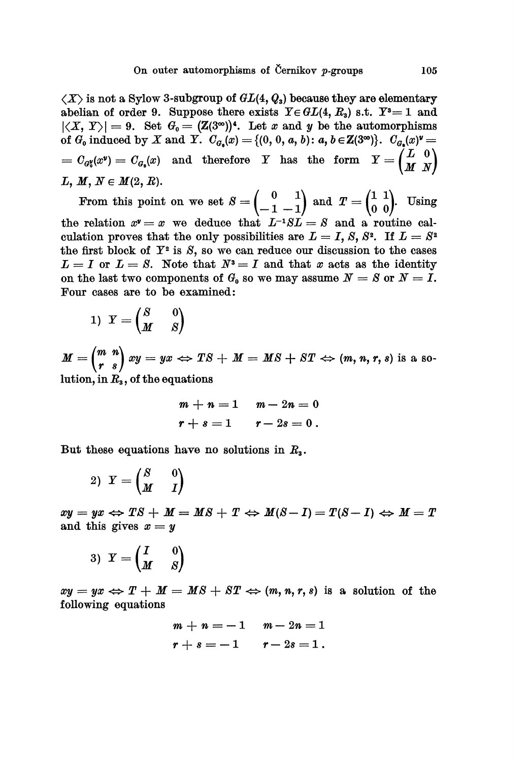$\langle X \rangle$ is not a Sylow 3-subgroup of $GL(4, Q_3)$ because they are elementary abelian of order 9. Suppose there exists $Y \in GL(4, R_3)$ s.t. $Y^3 = 1$ and $|\langle X, Y \rangle| = 9$. Set $G_0 = (\mathbf{Z}(3^\infty))^4$. Let $x$ and $y$ be the automorphisms of $G_0$ induced by $X$ and $Y$. $C_{G_0}(x) = \{(0, 0, a, b) : a, b \in \mathbf{Z}(3^\infty)\}$. $C_{G_0}(x)^y = C_{G_0^y}(x^y) = C_{G_0}(x)$ and therefore $Y$ has the form $Y = \begin{pmatrix} L & 0 \\ M & N \end{pmatrix}$ $L, M, N \in M(2, R)$.

From this point on we set $S = \begin{pmatrix} 0 & 1 \\ -1 & -1 \end{pmatrix}$ and $T = \begin{pmatrix} 1 & 1 \\ 0 & 0 \end{pmatrix}$. Using the relation $x^y = x$ we deduce that $L^{-1}SL = S$ and a routine calculation proves that the only possibilities are $L = I, S, S^2$. If $L = S^2$ the first block of $Y^2$ is $S$, so we can reduce our discussion to the cases $L = I$ or $L = S$. Note that $N^3 = I$ and that $x$ acts as the identity on the last two components of $G_0$ so we may assume $N = S$ or $N = I$. Four cases are to be examined:

1) $Y = \begin{pmatrix} S & 0 \\ M & S \end{pmatrix}$

$M = \begin{pmatrix} m & n \\ r & s \end{pmatrix}$ $xy = yx \Leftrightarrow TS + M = MS + ST \Leftrightarrow (m, n, r, s)$ is a solution, in $R_3$, of the equations

$$m + n = 1 \qquad m - 2n = 0$$
$$r + s = 1 \qquad r - 2s = 0 .$$

But these equations have no solutions in $R_3$.

2) $Y = \begin{pmatrix} S & 0 \\ M & I \end{pmatrix}$

$xy = yx \Leftrightarrow TS + M = MS + T \Leftrightarrow M(S - I) = T(S - I) \Leftrightarrow M = T$ and this gives $x = y$

3) $Y = \begin{pmatrix} I & 0 \\ M & S \end{pmatrix}$

$xy = yx \Leftrightarrow T + M = MS + ST \Leftrightarrow (m, n, r, s)$ is a solution of the following equations

$$m + n = -1 \qquad m - 2n = 1$$
$$r + s = -1 \qquad r - 2s = 1 .$$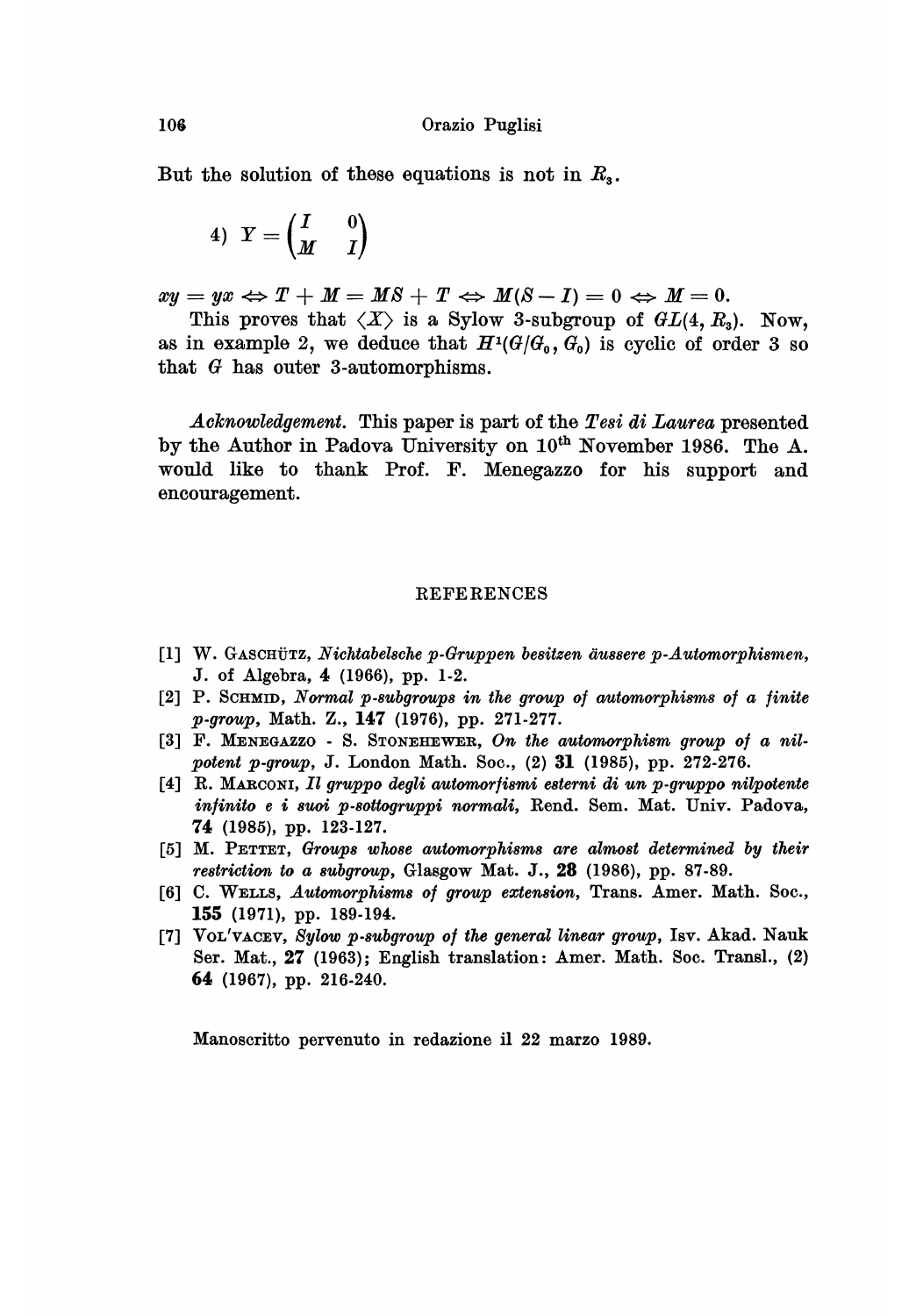But the solution of these equations is not in $R_3$.

4) $Y = \begin{pmatrix} I & 0 \\ M & I \end{pmatrix}$

$xy = yx \Leftrightarrow T + M = MS + T \Leftrightarrow M(S - I) = 0 \Leftrightarrow M = 0.$

This proves that $\langle X \rangle$ is a Sylow 3-subgroup of $GL(4, R_3)$. Now, as in example 2, we deduce that $H^1(G/G_0, G_0)$ is cyclic of order 3 so that $G$ has outer 3-automorphisms.

*Acknowledgement.* This paper is part of the *Tesi di Laurea* presented by the Author in Padova University on 10[th] November 1986. The A. would like to thank Prof. F. Menegazzo for his support and encouragement.

## REFERENCES

[1] W. Gaschütz, *Nichtabelsche p-Gruppen besitzen äussere p-Automorphismen*, J. of Algebra, **4** (1966), pp. 1-2.

[2] P. Schmid, *Normal p-subgroups in the group of automorphisms of a finite p-group*, Math. Z., **147** (1976), pp. 271-277.

[3] F. Menegazzo - S. Stonehewer, *On the automorphism group of a nilpotent p-group*, J. London Math. Soc., (2) **31** (1985), pp. 272-276.

[4] R. Marconi, *Il gruppo degli automorfismi esterni di un p-gruppo nilpotente infinito e i suoi p-sottogruppi normali*, Rend. Sem. Mat. Univ. Padova, **74** (1985), pp. 123-127.

[5] M. Pettet, *Groups whose automorphisms are almost determined by their restriction to a subgroup*, Glasgow Mat. J., **28** (1986), pp. 87-89.

[6] C. Wells, *Automorphisms of group extension*, Trans. Amer. Math. Soc., **155** (1971), pp. 189-194.

[7] Vol'vacev, *Sylow p-subgroup of the general linear group*, Isv. Akad. Nauk Ser. Mat., **27** (1963); English translation: Amer. Math. Soc. Transl., (2) **64** (1967), pp. 216-240.

Manoscritto pervenuto in redazione il 22 marzo 1989.